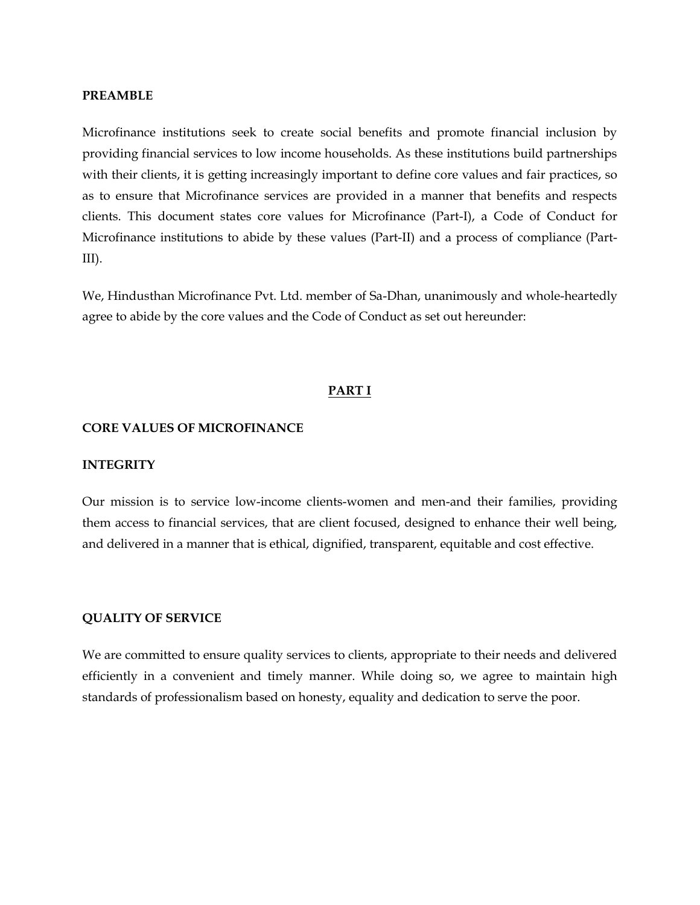**PREAMBLE**

Microfinance institutions seek to create social benefits and promote financial inclusion by providing financial services to low income households. As these institutions build partnerships with their clients, it is getting increasingly important to define core values and fair practices, so as to ensure that Microfinance services are provided in a manner that benefits and respects clients. This document states core values for Microfinance (Part-I), a Code of Conduct for Microfinance institutions to abide by these values (Part-II) and a process of compliance (Part-III).

We, Hindusthan Microfinance Pvt. Ltd. member of Sa-Dhan, unanimously and whole-heartedly agree to abide by the core values and the Code of Conduct as set out hereunder:

## PART I

**CORE VALUES OF MICROFINANCE**

**INTEGRITY**

Our mission is to service low-income clients-women and men-and their families, providing them access to financial services, that are client focused, designed to enhance their well being, and delivered in a manner that is ethical, dignified, transparent, equitable and cost effective.

**QUALITY OF SERVICE**

We are committed to ensure quality services to clients, appropriate to their needs and delivered efficiently in a convenient and timely manner. While doing so, we agree to maintain high standards of professionalism based on honesty, equality and dedication to serve the poor.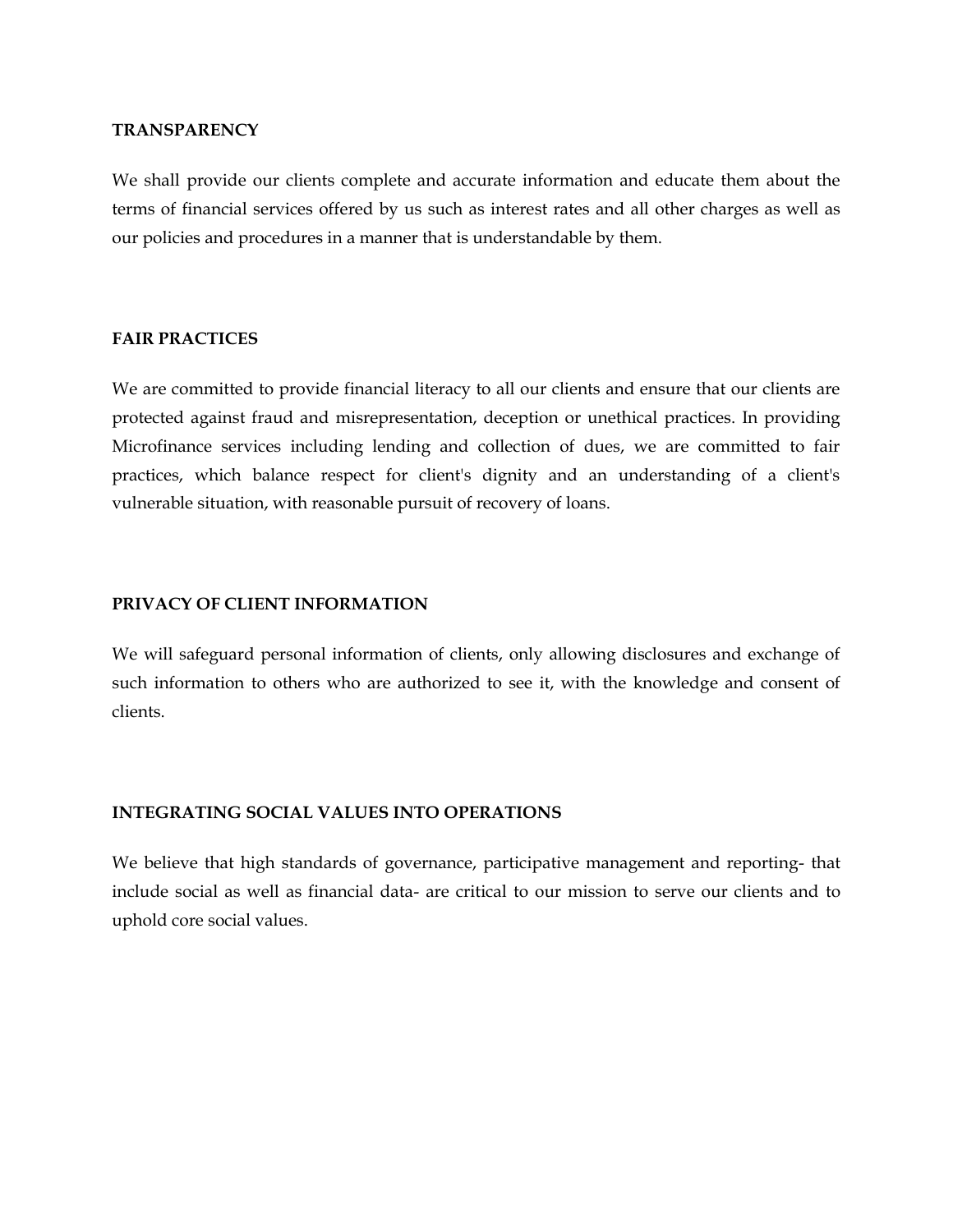**TRANSPARENCY**

We shall provide our clients complete and accurate information and educate them about the terms of financial services offered by us such as interest rates and all other charges as well as our policies and procedures in a manner that is understandable by them.

**FAIR PRACTICES**

We are committed to provide financial literacy to all our clients and ensure that our clients are protected against fraud and misrepresentation, deception or unethical practices. In providing Microfinance services including lending and collection of dues, we are committed to fair practices, which balance respect for client's dignity and an understanding of a client's vulnerable situation, with reasonable pursuit of recovery of loans.

**PRIVACY OF CLIENT INFORMATION**

We will safeguard personal information of clients, only allowing disclosures and exchange of such information to others who are authorized to see it, with the knowledge and consent of clients.

**INTEGRATING SOCIAL VALUES INTO OPERATIONS**

We believe that high standards of governance, participative management and reporting- that include social as well as financial data- are critical to our mission to serve our clients and to uphold core social values.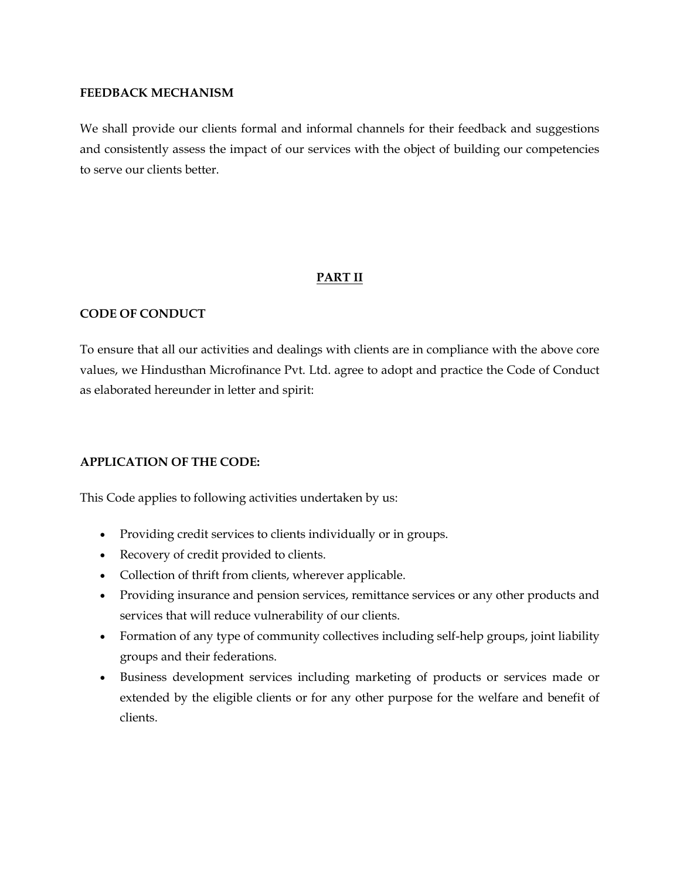**FEEDBACK MECHANISM**

We shall provide our clients formal and informal channels for their feedback and suggestions and consistently assess the impact of our services with the object of building our competencies to serve our clients better.

## <u>PART II</u>

**CODE OF CONDUCT**

To ensure that all our activities and dealings with clients are in compliance with the above core values, we Hindusthan Microfinance Pvt. Ltd. agree to adopt and practice the Code of Conduct as elaborated hereunder in letter and spirit:

**APPLICATION OF THE CODE:**

This Code applies to following activities undertaken by us:

- Providing credit services to clients individually or in groups.
- Recovery of credit provided to clients.
- Collection of thrift from clients, wherever applicable.
- Providing insurance and pension services, remittance services or any other products and services that will reduce vulnerability of our clients.
- Formation of any type of community collectives including self-help groups, joint liability groups and their federations.
- Business development services including marketing of products or services made or extended by the eligible clients or for any other purpose for the welfare and benefit of clients.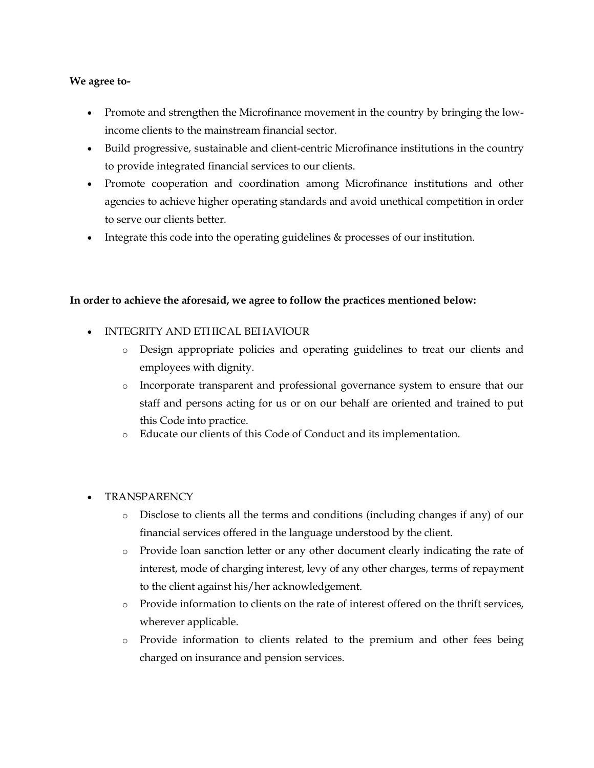**We agree to-**

- Promote and strengthen the Microfinance movement in the country by bringing the low-income clients to the mainstream financial sector.
- Build progressive, sustainable and client-centric Microfinance institutions in the country to provide integrated financial services to our clients.
- Promote cooperation and coordination among Microfinance institutions and other agencies to achieve higher operating standards and avoid unethical competition in order to serve our clients better.
- Integrate this code into the operating guidelines & processes of our institution.

**In order to achieve the aforesaid, we agree to follow the practices mentioned below:**

- INTEGRITY AND ETHICAL BEHAVIOUR
  - Design appropriate policies and operating guidelines to treat our clients and employees with dignity.
  - Incorporate transparent and professional governance system to ensure that our staff and persons acting for us or on our behalf are oriented and trained to put this Code into practice.
  - Educate our clients of this Code of Conduct and its implementation.

- TRANSPARENCY
  - Disclose to clients all the terms and conditions (including changes if any) of our financial services offered in the language understood by the client.
  - Provide loan sanction letter or any other document clearly indicating the rate of interest, mode of charging interest, levy of any other charges, terms of repayment to the client against his/her acknowledgement.
  - Provide information to clients on the rate of interest offered on the thrift services, wherever applicable.
  - Provide information to clients related to the premium and other fees being charged on insurance and pension services.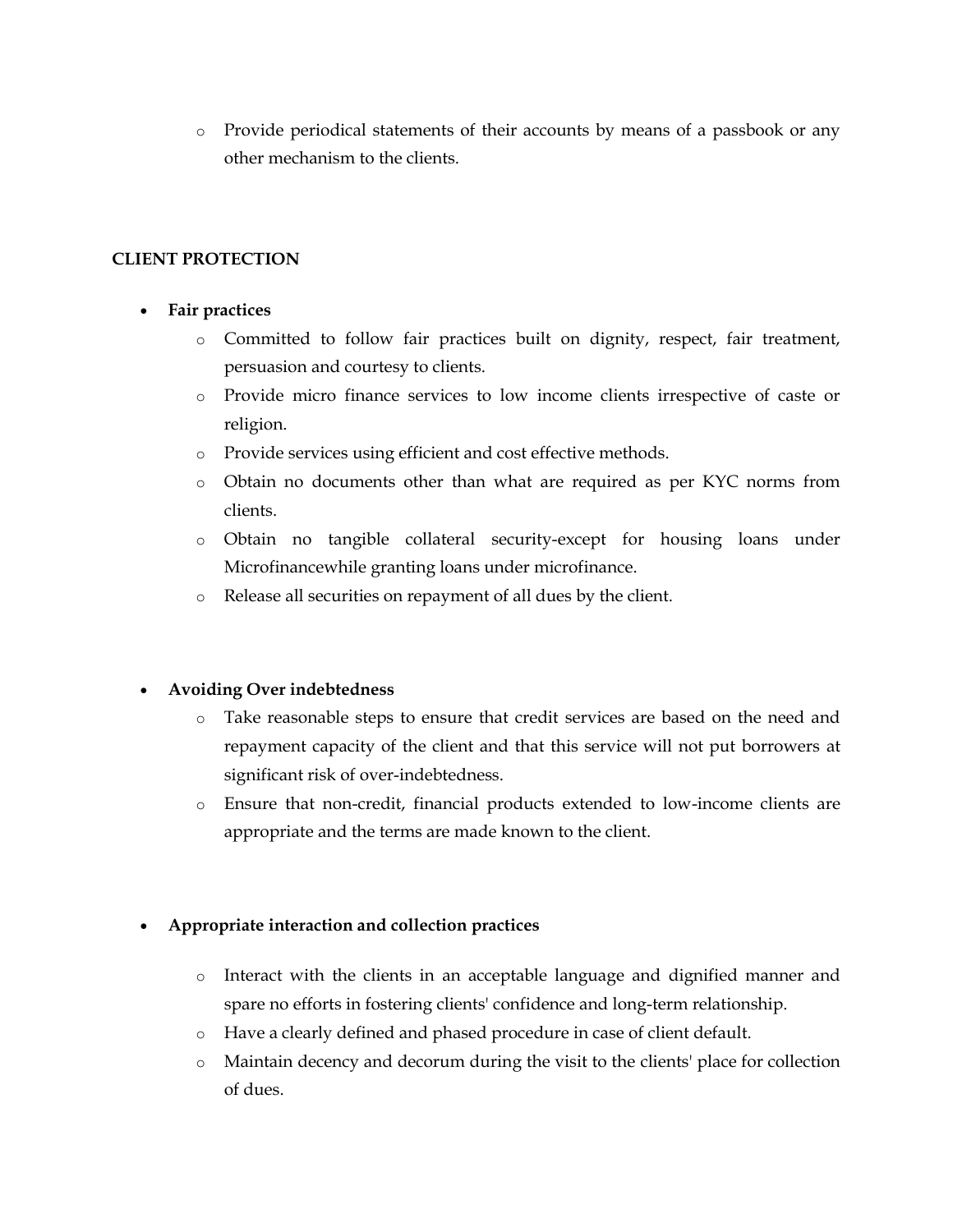- Provide periodical statements of their accounts by means of a passbook or any other mechanism to the clients.

**CLIENT PROTECTION**

- **Fair practices**
  - Committed to follow fair practices built on dignity, respect, fair treatment, persuasion and courtesy to clients.
  - Provide micro finance services to low income clients irrespective of caste or religion.
  - Provide services using efficient and cost effective methods.
  - Obtain no documents other than what are required as per KYC norms from clients.
  - Obtain no tangible collateral security-except for housing loans under Microfinancewhile granting loans under microfinance.
  - Release all securities on repayment of all dues by the client.

- **Avoiding Over indebtedness**
  - Take reasonable steps to ensure that credit services are based on the need and repayment capacity of the client and that this service will not put borrowers at significant risk of over-indebtedness.
  - Ensure that non-credit, financial products extended to low-income clients are appropriate and the terms are made known to the client.

- **Appropriate interaction and collection practices**
  - Interact with the clients in an acceptable language and dignified manner and spare no efforts in fostering clients' confidence and long-term relationship.
  - Have a clearly defined and phased procedure in case of client default.
  - Maintain decency and decorum during the visit to the clients' place for collection of dues.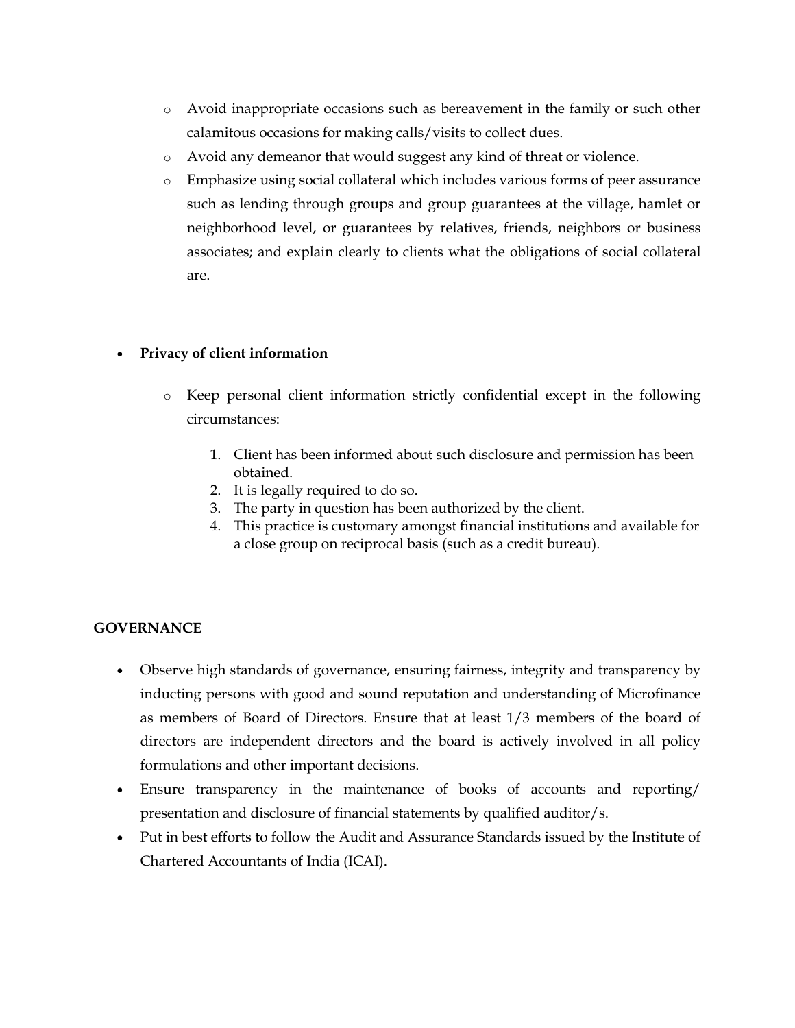- Avoid inappropriate occasions such as bereavement in the family or such other calamitous occasions for making calls/visits to collect dues.
- Avoid any demeanor that would suggest any kind of threat or violence.
- Emphasize using social collateral which includes various forms of peer assurance such as lending through groups and group guarantees at the village, hamlet or neighborhood level, or guarantees by relatives, friends, neighbors or business associates; and explain clearly to clients what the obligations of social collateral are.

- **Privacy of client information**

  - Keep personal client information strictly confidential except in the following circumstances:

    1. Client has been informed about such disclosure and permission has been obtained.
    2. It is legally required to do so.
    3. The party in question has been authorized by the client.
    4. This practice is customary amongst financial institutions and available for a close group on reciprocal basis (such as a credit bureau).

**GOVERNANCE**

- Observe high standards of governance, ensuring fairness, integrity and transparency by inducting persons with good and sound reputation and understanding of Microfinance as members of Board of Directors. Ensure that at least 1/3 members of the board of directors are independent directors and the board is actively involved in all policy formulations and other important decisions.
- Ensure transparency in the maintenance of books of accounts and reporting/ presentation and disclosure of financial statements by qualified auditor/s.
- Put in best efforts to follow the Audit and Assurance Standards issued by the Institute of Chartered Accountants of India (ICAI).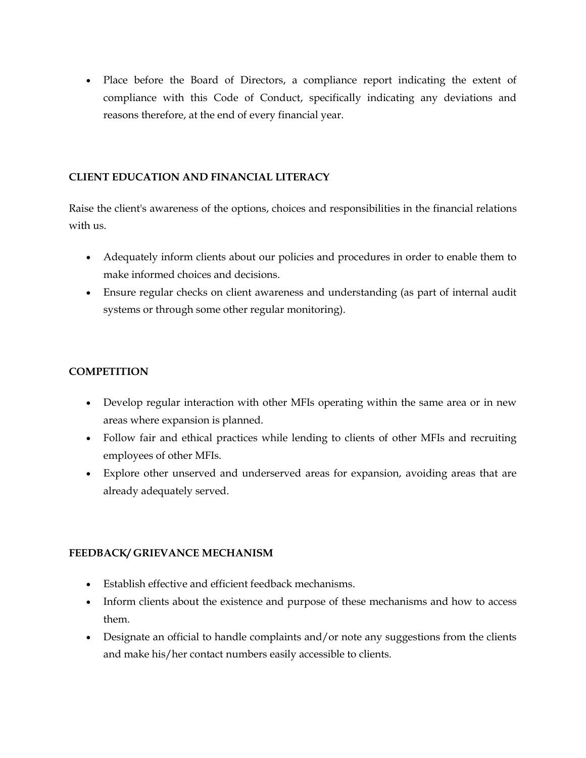- Place before the Board of Directors, a compliance report indicating the extent of compliance with this Code of Conduct, specifically indicating any deviations and reasons therefore, at the end of every financial year.

**CLIENT EDUCATION AND FINANCIAL LITERACY**

Raise the client's awareness of the options, choices and responsibilities in the financial relations with us.

- Adequately inform clients about our policies and procedures in order to enable them to make informed choices and decisions.
- Ensure regular checks on client awareness and understanding (as part of internal audit systems or through some other regular monitoring).

**COMPETITION**

- Develop regular interaction with other MFIs operating within the same area or in new areas where expansion is planned.
- Follow fair and ethical practices while lending to clients of other MFIs and recruiting employees of other MFIs.
- Explore other unserved and underserved areas for expansion, avoiding areas that are already adequately served.

**FEEDBACK/ GRIEVANCE MECHANISM**

- Establish effective and efficient feedback mechanisms.
- Inform clients about the existence and purpose of these mechanisms and how to access them.
- Designate an official to handle complaints and/or note any suggestions from the clients and make his/her contact numbers easily accessible to clients.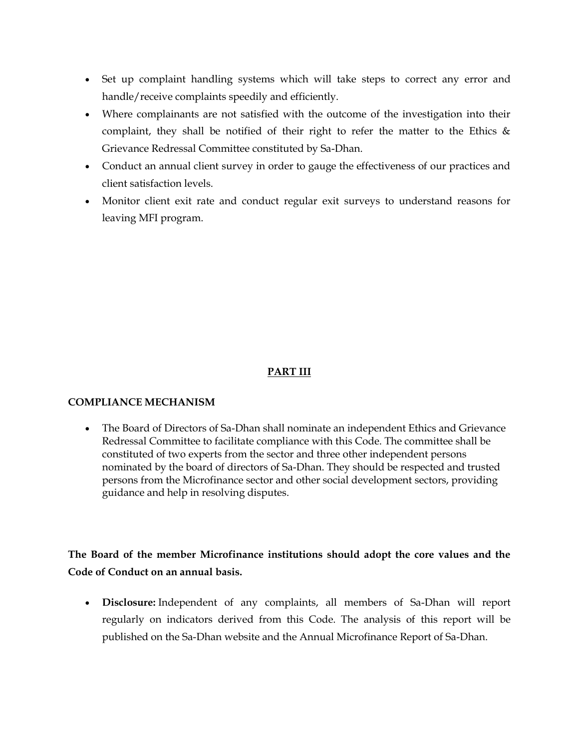- Set up complaint handling systems which will take steps to correct any error and handle/receive complaints speedily and efficiently.
- Where complainants are not satisfied with the outcome of the investigation into their complaint, they shall be notified of their right to refer the matter to the Ethics & Grievance Redressal Committee constituted by Sa-Dhan.
- Conduct an annual client survey in order to gauge the effectiveness of our practices and client satisfaction levels.
- Monitor client exit rate and conduct regular exit surveys to understand reasons for leaving MFI program.

# PART III

## COMPLIANCE MECHANISM

- The Board of Directors of Sa-Dhan shall nominate an independent Ethics and Grievance Redressal Committee to facilitate compliance with this Code. The committee shall be constituted of two experts from the sector and three other independent persons nominated by the board of directors of Sa-Dhan. They should be respected and trusted persons from the Microfinance sector and other social development sectors, providing guidance and help in resolving disputes.

**The Board of the member Microfinance institutions should adopt the core values and the Code of Conduct on an annual basis.**

- **Disclosure:** Independent of any complaints, all members of Sa-Dhan will report regularly on indicators derived from this Code. The analysis of this report will be published on the Sa-Dhan website and the Annual Microfinance Report of Sa-Dhan.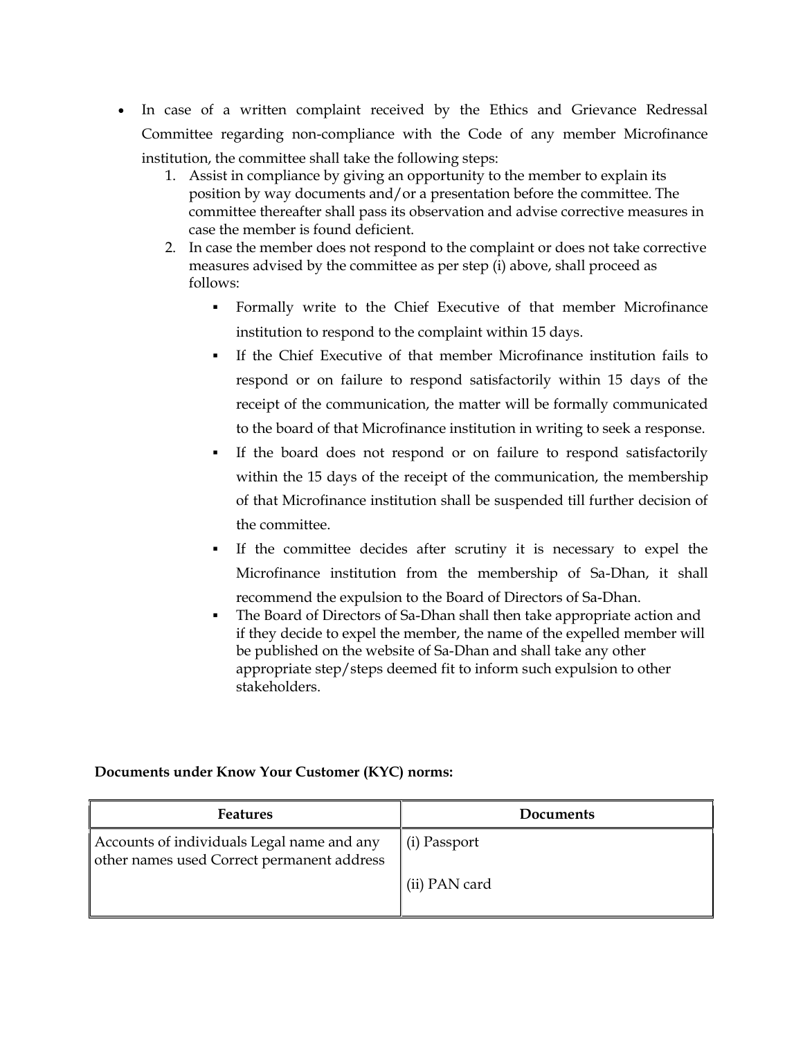- In case of a written complaint received by the Ethics and Grievance Redressal Committee regarding non-compliance with the Code of any member Microfinance institution, the committee shall take the following steps:
  1. Assist in compliance by giving an opportunity to the member to explain its position by way documents and/or a presentation before the committee. The committee thereafter shall pass its observation and advise corrective measures in case the member is found deficient.
  2. In case the member does not respond to the complaint or does not take corrective measures advised by the committee as per step (i) above, shall proceed as follows:
     - Formally write to the Chief Executive of that member Microfinance institution to respond to the complaint within 15 days.
     - If the Chief Executive of that member Microfinance institution fails to respond or on failure to respond satisfactorily within 15 days of the receipt of the communication, the matter will be formally communicated to the board of that Microfinance institution in writing to seek a response.
     - If the board does not respond or on failure to respond satisfactorily within the 15 days of the receipt of the communication, the membership of that Microfinance institution shall be suspended till further decision of the committee.
     - If the committee decides after scrutiny it is necessary to expel the Microfinance institution from the membership of Sa-Dhan, it shall recommend the expulsion to the Board of Directors of Sa-Dhan.
     - The Board of Directors of Sa-Dhan shall then take appropriate action and if they decide to expel the member, the name of the expelled member will be published on the website of Sa-Dhan and shall take any other appropriate step/steps deemed fit to inform such expulsion to other stakeholders.

**Documents under Know Your Customer (KYC) norms:**

| Features | Documents |
|---|---|
| Accounts of individuals Legal name and any other names used Correct permanent address | (i) Passport<br><br>(ii) PAN card |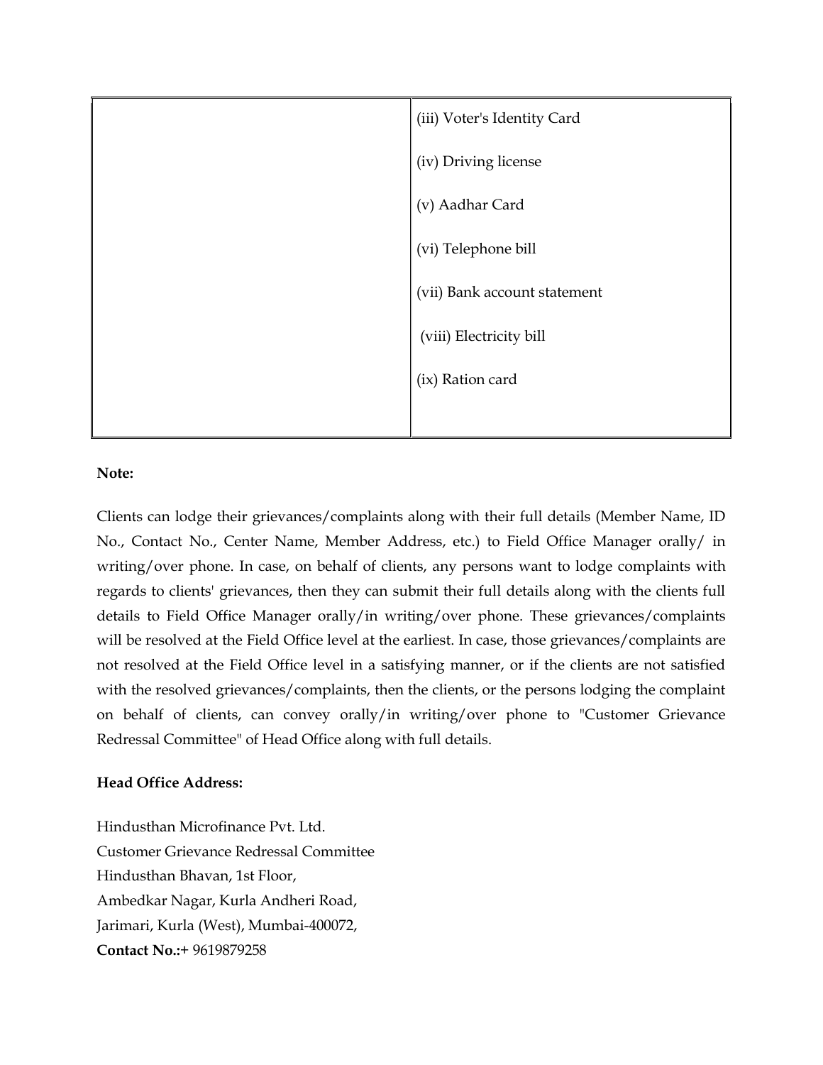| | |
|---|---|
| | (iii) Voter's Identity Card<br><br>(iv) Driving license<br><br>(v) Aadhar Card<br><br>(vi) Telephone bill<br><br>(vii) Bank account statement<br><br>(viii) Electricity bill<br><br>(ix) Ration card |

**Note:**

Clients can lodge their grievances/complaints along with their full details (Member Name, ID No., Contact No., Center Name, Member Address, etc.) to Field Office Manager orally/ in writing/over phone. In case, on behalf of clients, any persons want to lodge complaints with regards to clients' grievances, then they can submit their full details along with the clients full details to Field Office Manager orally/in writing/over phone. These grievances/complaints will be resolved at the Field Office level at the earliest. In case, those grievances/complaints are not resolved at the Field Office level in a satisfying manner, or if the clients are not satisfied with the resolved grievances/complaints, then the clients, or the persons lodging the complaint on behalf of clients, can convey orally/in writing/over phone to "Customer Grievance Redressal Committee" of Head Office along with full details.

**Head Office Address:**

Hindusthan Microfinance Pvt. Ltd.
Customer Grievance Redressal Committee
Hindusthan Bhavan, 1st Floor,
Ambedkar Nagar, Kurla Andheri Road,
Jarimari, Kurla (West), Mumbai-400072,
**Contact No.:**+ 9619879258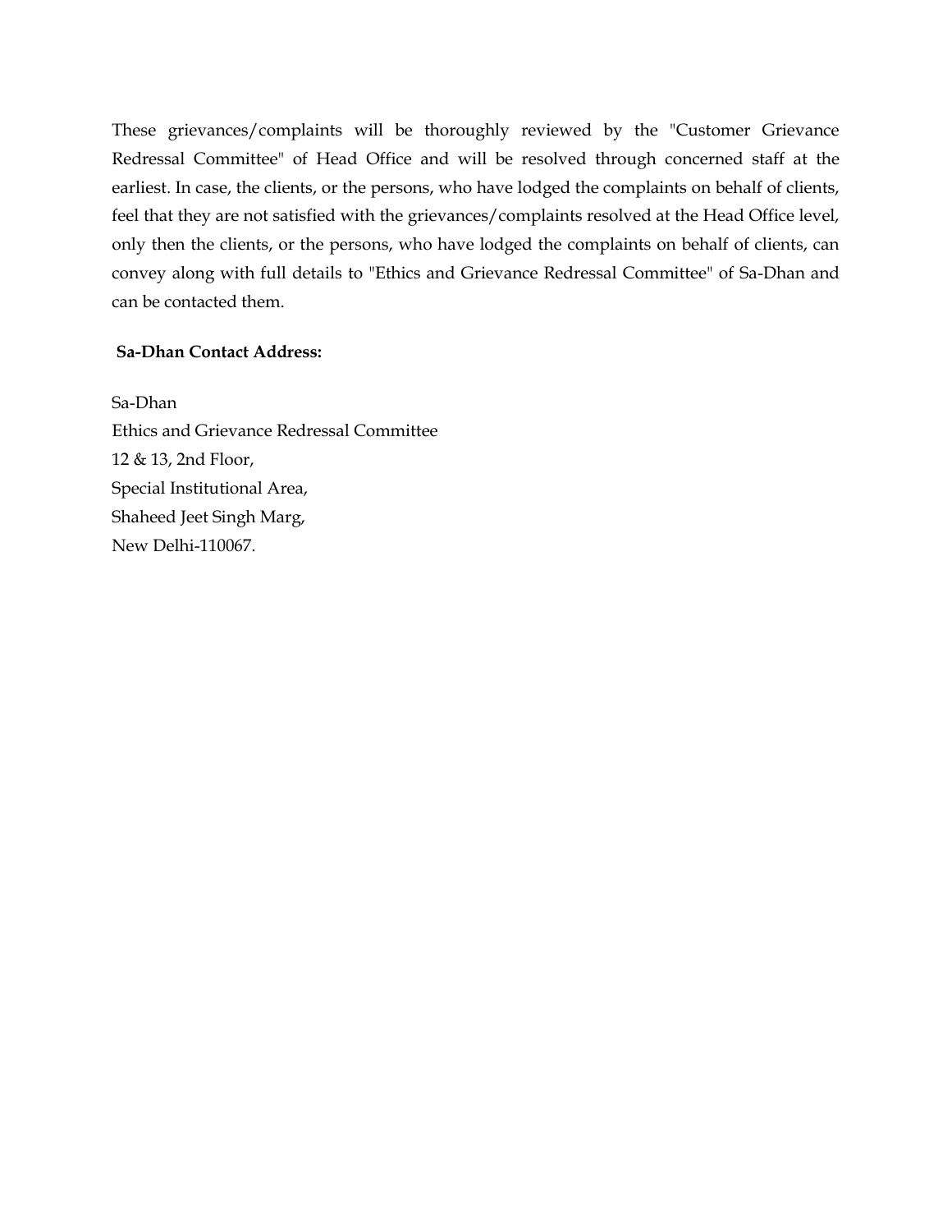These grievances/complaints will be thoroughly reviewed by the "Customer Grievance Redressal Committee" of Head Office and will be resolved through concerned staff at the earliest. In case, the clients, or the persons, who have lodged the complaints on behalf of clients, feel that they are not satisfied with the grievances/complaints resolved at the Head Office level, only then the clients, or the persons, who have lodged the complaints on behalf of clients, can convey along with full details to "Ethics and Grievance Redressal Committee" of Sa-Dhan and can be contacted them.

**Sa-Dhan Contact Address:**

Sa-Dhan
Ethics and Grievance Redressal Committee
12 & 13, 2nd Floor,
Special Institutional Area,
Shaheed Jeet Singh Marg,
New Delhi-110067.